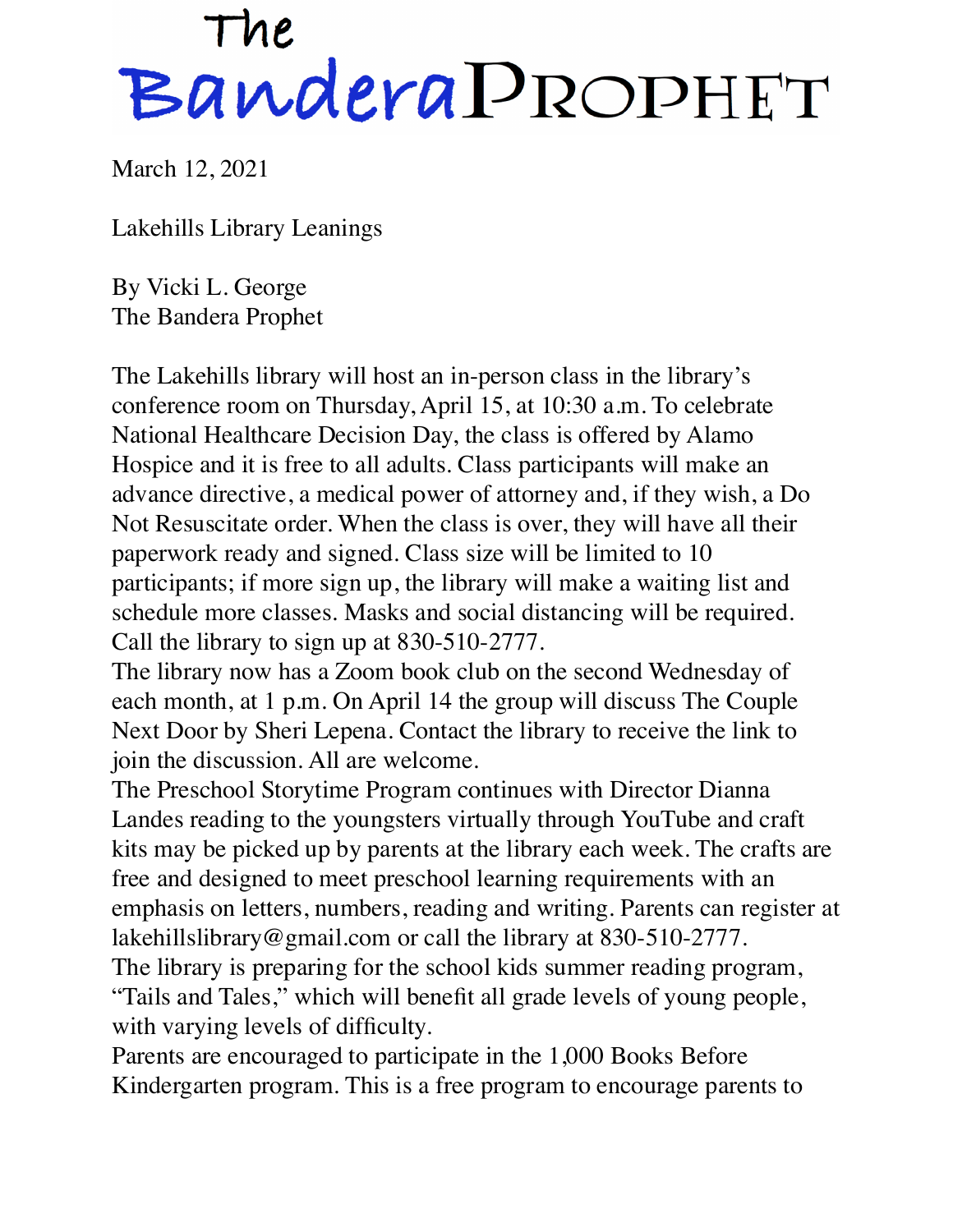# The Bandera Prophet

March 12, 2021

Lakehills Library Leanings

By Vicki L. George
The Bandera Prophet

The Lakehills library will host an in-person class in the library's conference room on Thursday, April 15, at 10:30 a.m. To celebrate National Healthcare Decision Day, the class is offered by Alamo Hospice and it is free to all adults. Class participants will make an advance directive, a medical power of attorney and, if they wish, a Do Not Resuscitate order. When the class is over, they will have all their paperwork ready and signed. Class size will be limited to 10 participants; if more sign up, the library will make a waiting list and schedule more classes. Masks and social distancing will be required. Call the library to sign up at 830-510-2777.

The library now has a Zoom book club on the second Wednesday of each month, at 1 p.m. On April 14 the group will discuss The Couple Next Door by Sheri Lepena. Contact the library to receive the link to join the discussion. All are welcome.

The Preschool Storytime Program continues with Director Dianna Landes reading to the youngsters virtually through YouTube and craft kits may be picked up by parents at the library each week. The crafts are free and designed to meet preschool learning requirements with an emphasis on letters, numbers, reading and writing. Parents can register at lakehillslibrary@gmail.com or call the library at 830-510-2777.

The library is preparing for the school kids summer reading program, "Tails and Tales," which will benefit all grade levels of young people, with varying levels of difficulty.

Parents are encouraged to participate in the 1,000 Books Before Kindergarten program. This is a free program to encourage parents to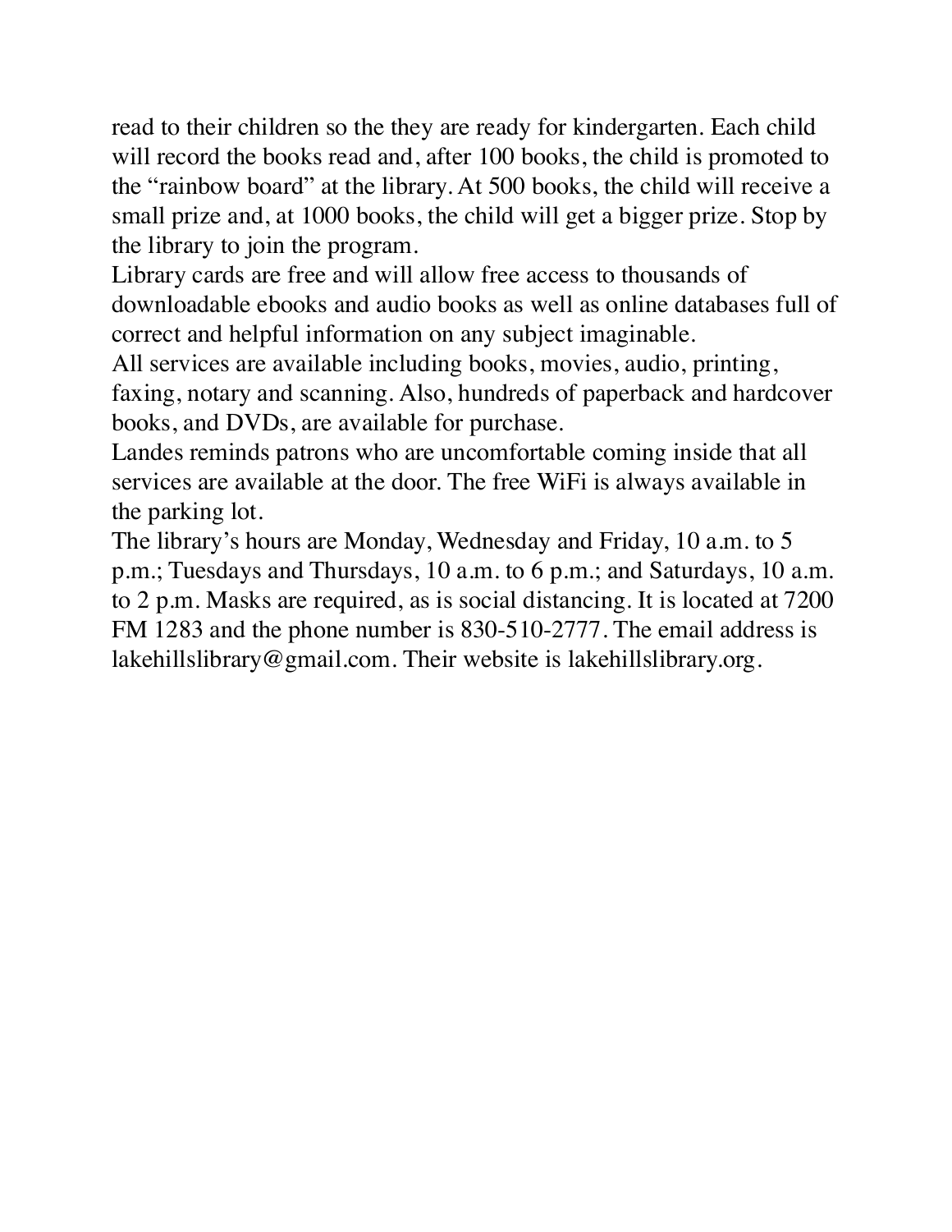read to their children so the they are ready for kindergarten. Each child will record the books read and, after 100 books, the child is promoted to the "rainbow board" at the library. At 500 books, the child will receive a small prize and, at 1000 books, the child will get a bigger prize. Stop by the library to join the program.

Library cards are free and will allow free access to thousands of downloadable ebooks and audio books as well as online databases full of correct and helpful information on any subject imaginable.

All services are available including books, movies, audio, printing, faxing, notary and scanning. Also, hundreds of paperback and hardcover books, and DVDs, are available for purchase.

Landes reminds patrons who are uncomfortable coming inside that all services are available at the door. The free WiFi is always available in the parking lot.

The library's hours are Monday, Wednesday and Friday, 10 a.m. to 5 p.m.; Tuesdays and Thursdays, 10 a.m. to 6 p.m.; and Saturdays, 10 a.m. to 2 p.m. Masks are required, as is social distancing. It is located at 7200 FM 1283 and the phone number is 830-510-2777. The email address is lakehillslibrary@gmail.com. Their website is lakehillslibrary.org.